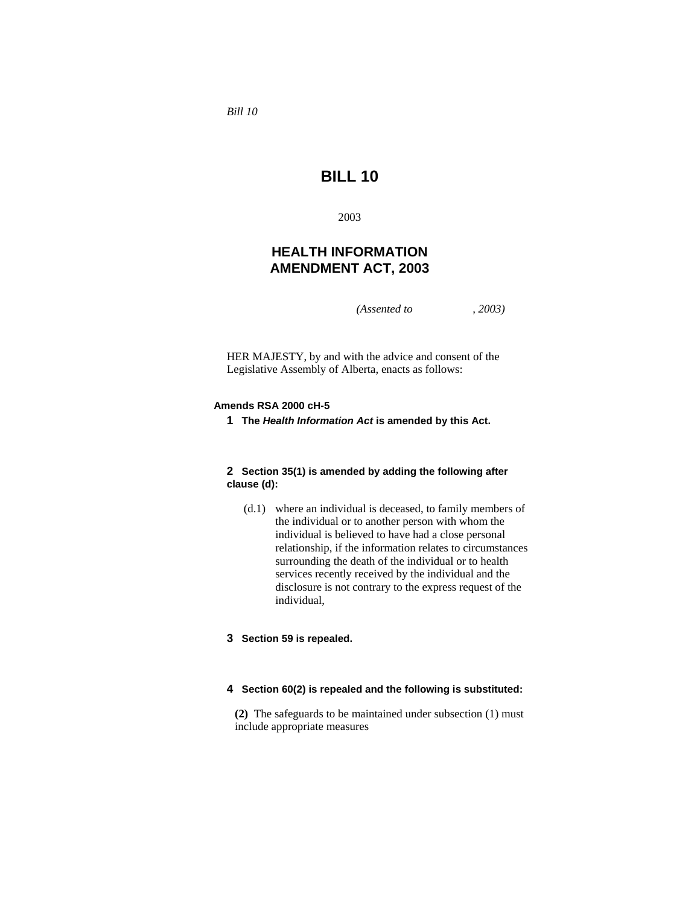*Bill 10*

# BILL 10

2003

## HEALTH INFORMATION AMENDMENT ACT, 2003

*(Assented to , 2003)*

HER MAJESTY, by and with the advice and consent of the Legislative Assembly of Alberta, enacts as follows:

**Amends RSA 2000 cH-5**

**1** **The *Health Information Act* is amended by this Act.**

**2** **Section 35(1) is amended by adding the following after clause (d):**

(d.1) where an individual is deceased, to family members of the individual or to another person with whom the individual is believed to have had a close personal relationship, if the information relates to circumstances surrounding the death of the individual or to health services recently received by the individual and the disclosure is not contrary to the express request of the individual,

**3** **Section 59 is repealed.**

**4** **Section 60(2) is repealed and the following is substituted:**

**(2)** The safeguards to be maintained under subsection (1) must include appropriate measures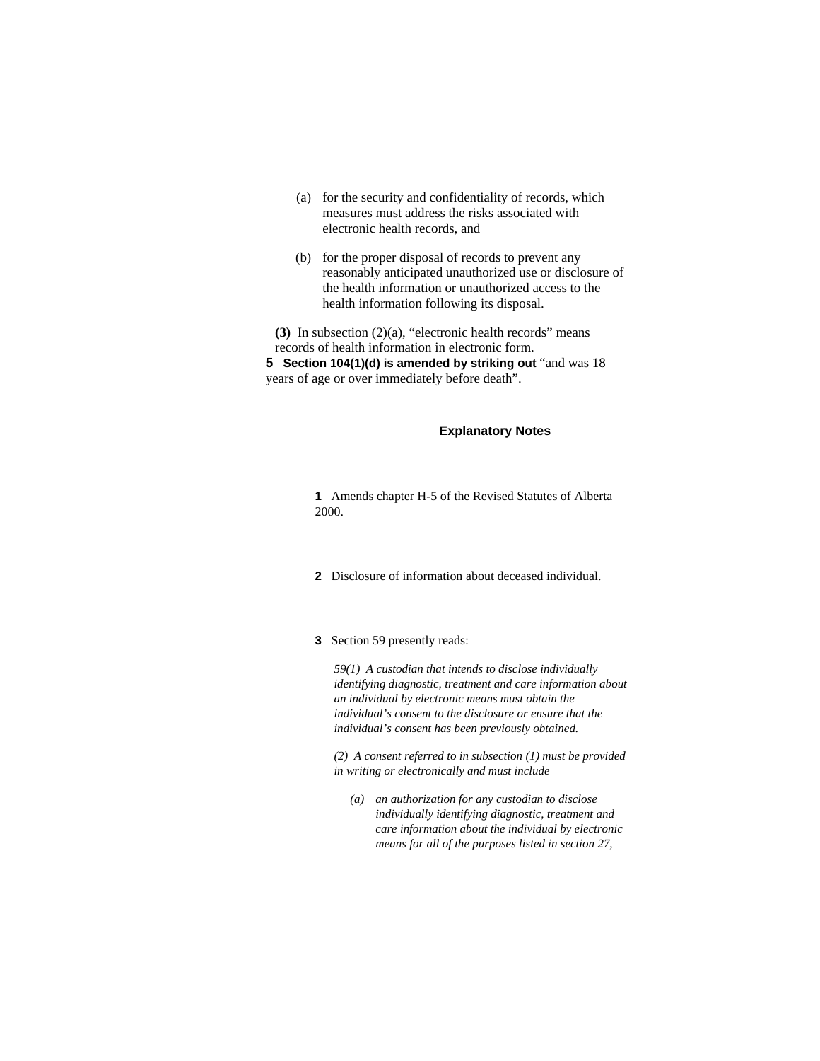(a) for the security and confidentiality of records, which measures must address the risks associated with electronic health records, and

(b) for the proper disposal of records to prevent any reasonably anticipated unauthorized use or disclosure of the health information or unauthorized access to the health information following its disposal.

**(3)** In subsection (2)(a), "electronic health records" means records of health information in electronic form.

**5 Section 104(1)(d) is amended by striking out** "and was 18 years of age or over immediately before death".

## Explanatory Notes

**1** Amends chapter H-5 of the Revised Statutes of Alberta 2000.

**2** Disclosure of information about deceased individual.

**3** Section 59 presently reads:

*59(1) A custodian that intends to disclose individually identifying diagnostic, treatment and care information about an individual by electronic means must obtain the individual's consent to the disclosure or ensure that the individual's consent has been previously obtained.*

*(2) A consent referred to in subsection (1) must be provided in writing or electronically and must include*

*(a) an authorization for any custodian to disclose individually identifying diagnostic, treatment and care information about the individual by electronic means for all of the purposes listed in section 27,*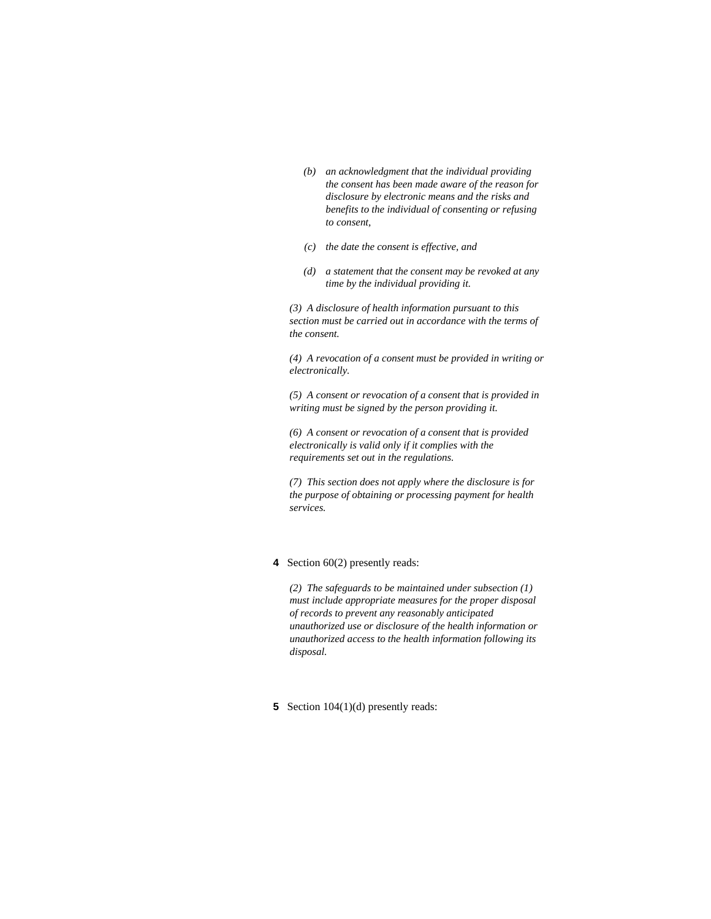*(b) an acknowledgment that the individual providing the consent has been made aware of the reason for disclosure by electronic means and the risks and benefits to the individual of consenting or refusing to consent,*

*(c) the date the consent is effective, and*

*(d) a statement that the consent may be revoked at any time by the individual providing it.*

*(3) A disclosure of health information pursuant to this section must be carried out in accordance with the terms of the consent.*

*(4) A revocation of a consent must be provided in writing or electronically.*

*(5) A consent or revocation of a consent that is provided in writing must be signed by the person providing it.*

*(6) A consent or revocation of a consent that is provided electronically is valid only if it complies with the requirements set out in the regulations.*

*(7) This section does not apply where the disclosure is for the purpose of obtaining or processing payment for health services.*

**4** Section 60(2) presently reads:

*(2) The safeguards to be maintained under subsection (1) must include appropriate measures for the proper disposal of records to prevent any reasonably anticipated unauthorized use or disclosure of the health information or unauthorized access to the health information following its disposal.*

**5** Section 104(1)(d) presently reads: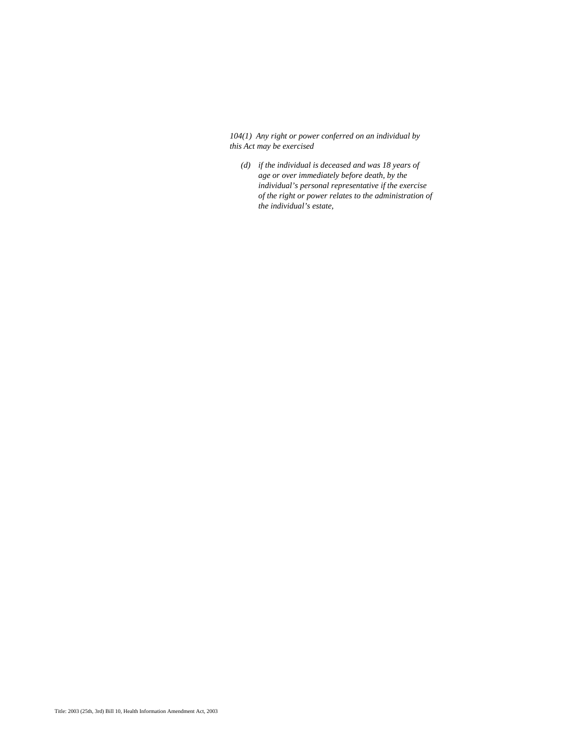*104(1) Any right or power conferred on an individual by this Act may be exercised*

*(d) if the individual is deceased and was 18 years of age or over immediately before death, by the individual's personal representative if the exercise of the right or power relates to the administration of the individual's estate,*